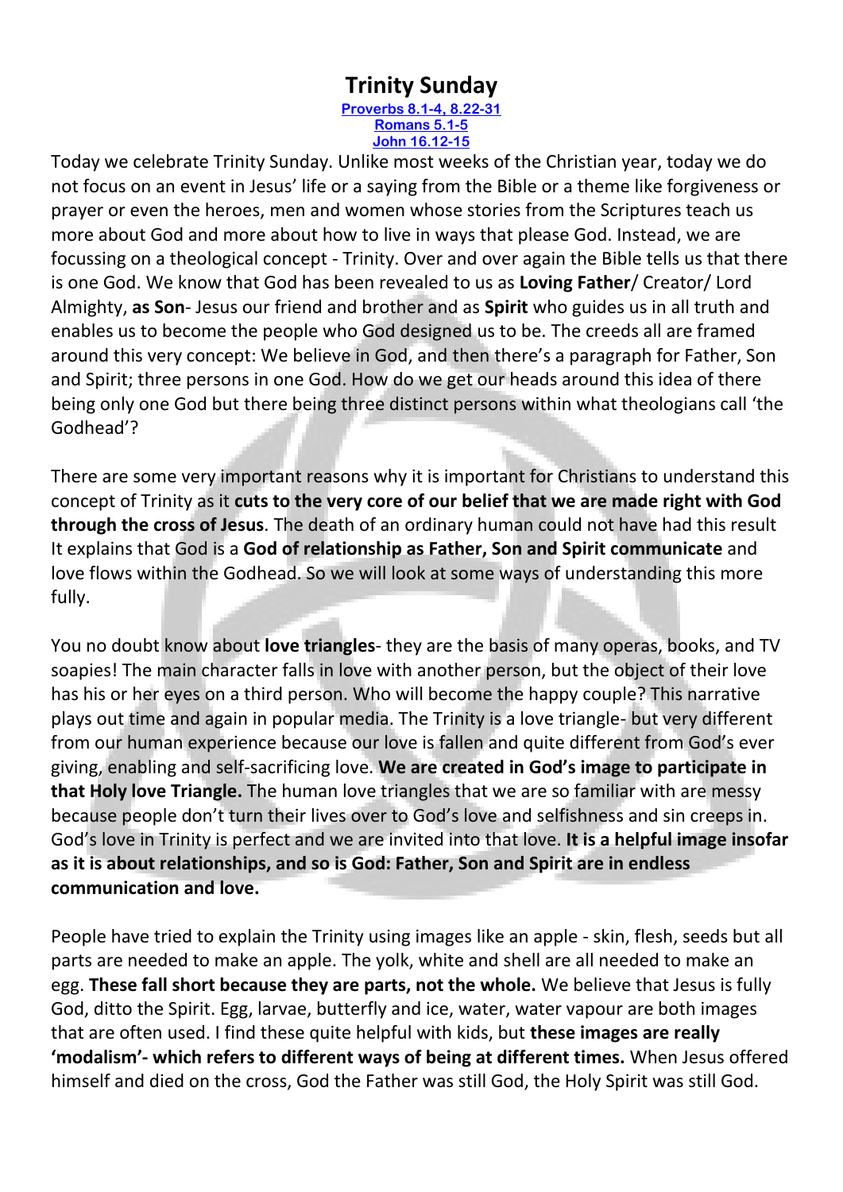# Trinity Sunday

[Proverbs 8.1-4, 8.22-31](#)
[Romans 5.1-5](#)
[John 16.12-15](#)

Today we celebrate Trinity Sunday. Unlike most weeks of the Christian year, today we do not focus on an event in Jesus' life or a saying from the Bible or a theme like forgiveness or prayer or even the heroes, men and women whose stories from the Scriptures teach us more about God and more about how to live in ways that please God. Instead, we are focussing on a theological concept - Trinity. Over and over again the Bible tells us that there is one God. We know that God has been revealed to us as **Loving Father**/ Creator/ Lord Almighty, **as Son**- Jesus our friend and brother and as **Spirit** who guides us in all truth and enables us to become the people who God designed us to be. The creeds all are framed around this very concept: We believe in God, and then there's a paragraph for Father, Son and Spirit; three persons in one God. How do we get our heads around this idea of there being only one God but there being three distinct persons within what theologians call 'the Godhead'?

There are some very important reasons why it is important for Christians to understand this concept of Trinity as it **cuts to the very core of our belief that we are made right with God through the cross of Jesus**. The death of an ordinary human could not have had this result It explains that God is a **God of relationship as Father, Son and Spirit communicate** and love flows within the Godhead. So we will look at some ways of understanding this more fully.

You no doubt know about **love triangles**- they are the basis of many operas, books, and TV soapies! The main character falls in love with another person, but the object of their love has his or her eyes on a third person. Who will become the happy couple? This narrative plays out time and again in popular media. The Trinity is a love triangle- but very different from our human experience because our love is fallen and quite different from God's ever giving, enabling and self-sacrificing love. **We are created in God's image to participate in that Holy love Triangle.** The human love triangles that we are so familiar with are messy because people don't turn their lives over to God's love and selfishness and sin creeps in. God's love in Trinity is perfect and we are invited into that love. **It is a helpful image insofar as it is about relationships, and so is God: Father, Son and Spirit are in endless communication and love.**

People have tried to explain the Trinity using images like an apple - skin, flesh, seeds but all parts are needed to make an apple. The yolk, white and shell are all needed to make an egg. **These fall short because they are parts, not the whole.** We believe that Jesus is fully God, ditto the Spirit. Egg, larvae, butterfly and ice, water, water vapour are both images that are often used. I find these quite helpful with kids, but **these images are really 'modalism'- which refers to different ways of being at different times.** When Jesus offered himself and died on the cross, God the Father was still God, the Holy Spirit was still God.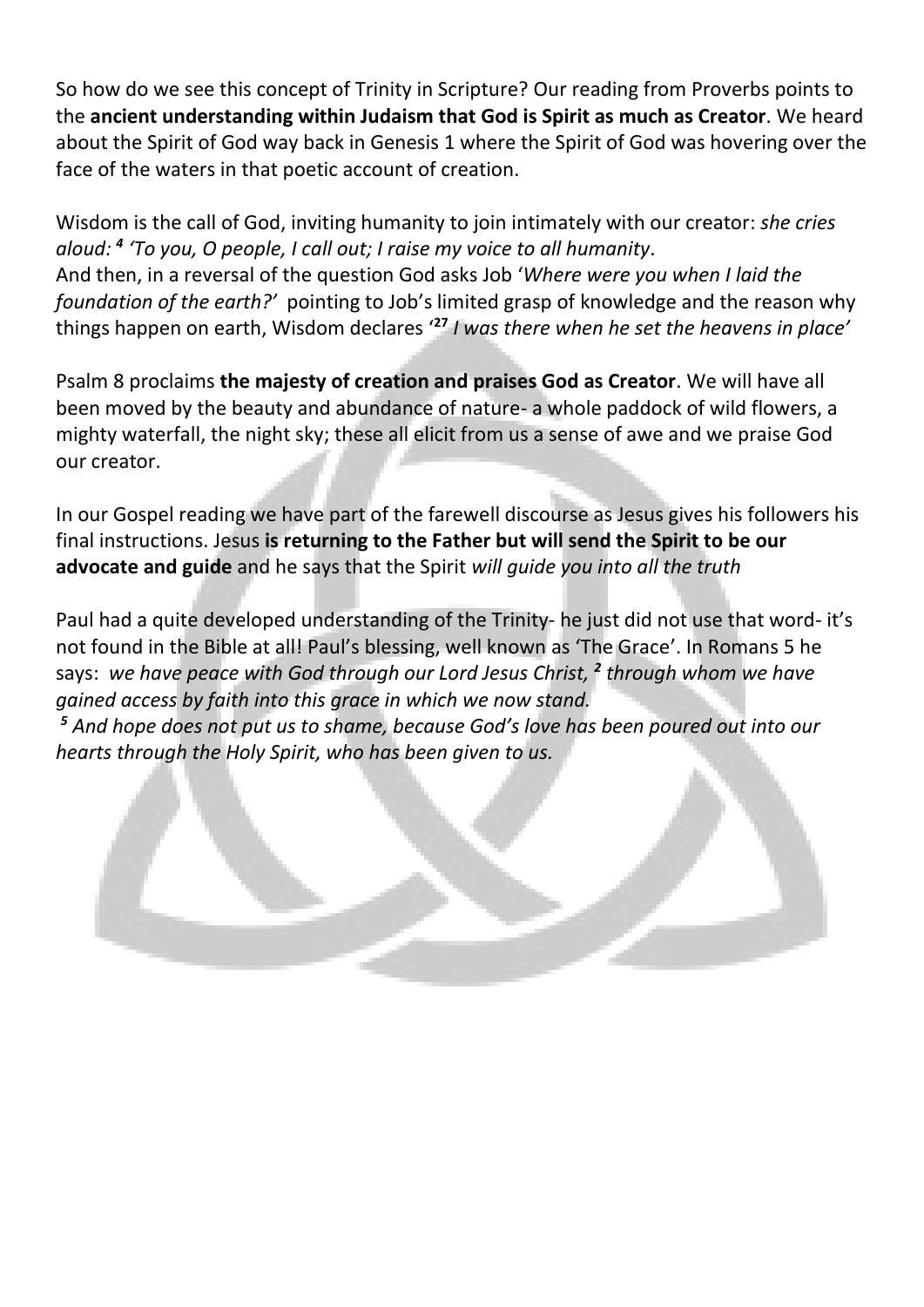So how do we see this concept of Trinity in Scripture? Our reading from Proverbs points to the **ancient understanding within Judaism that God is Spirit as much as Creator**. We heard about the Spirit of God way back in Genesis 1 where the Spirit of God was hovering over the face of the waters in that poetic account of creation.

Wisdom is the call of God, inviting humanity to join intimately with our creator: *she cries aloud: [4] 'To you, O people, I call out; I raise my voice to all humanity*.
And then, in a reversal of the question God asks Job '*Where were you when I laid the foundation of the earth?*' pointing to Job's limited grasp of knowledge and the reason why things happen on earth, Wisdom declares '[27] *I was there when he set the heavens in place'*

Psalm 8 proclaims **the majesty of creation and praises God as Creator**. We will have all been moved by the beauty and abundance of nature- a whole paddock of wild flowers, a mighty waterfall, the night sky; these all elicit from us a sense of awe and we praise God our creator.

In our Gospel reading we have part of the farewell discourse as Jesus gives his followers his final instructions. Jesus **is returning to the Father but will send the Spirit to be our advocate and guide** and he says that the Spirit *will guide you into all the truth*

Paul had a quite developed understanding of the Trinity- he just did not use that word- it's not found in the Bible at all! Paul's blessing, well known as 'The Grace'. In Romans 5 he says: *we have peace with God through our Lord Jesus Christ, [2] through whom we have gained access by faith into this grace in which we now stand.*
*[5] And hope does not put us to shame, because God's love has been poured out into our hearts through the Holy Spirit, who has been given to us.*